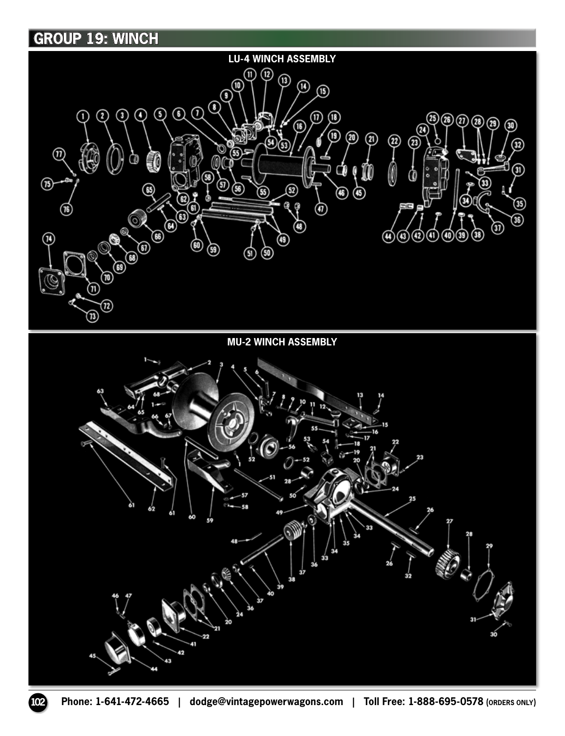# GROUP 19: WINCH

## LU-4 WINCH ASSEMBLY

## MU-2 WINCH ASSEMBLY

Phone: 1-641-472-4665 | dodge@vintagepowerwagons.com | Toll Free: 1-888-695-0578 (ORDERS ONLY)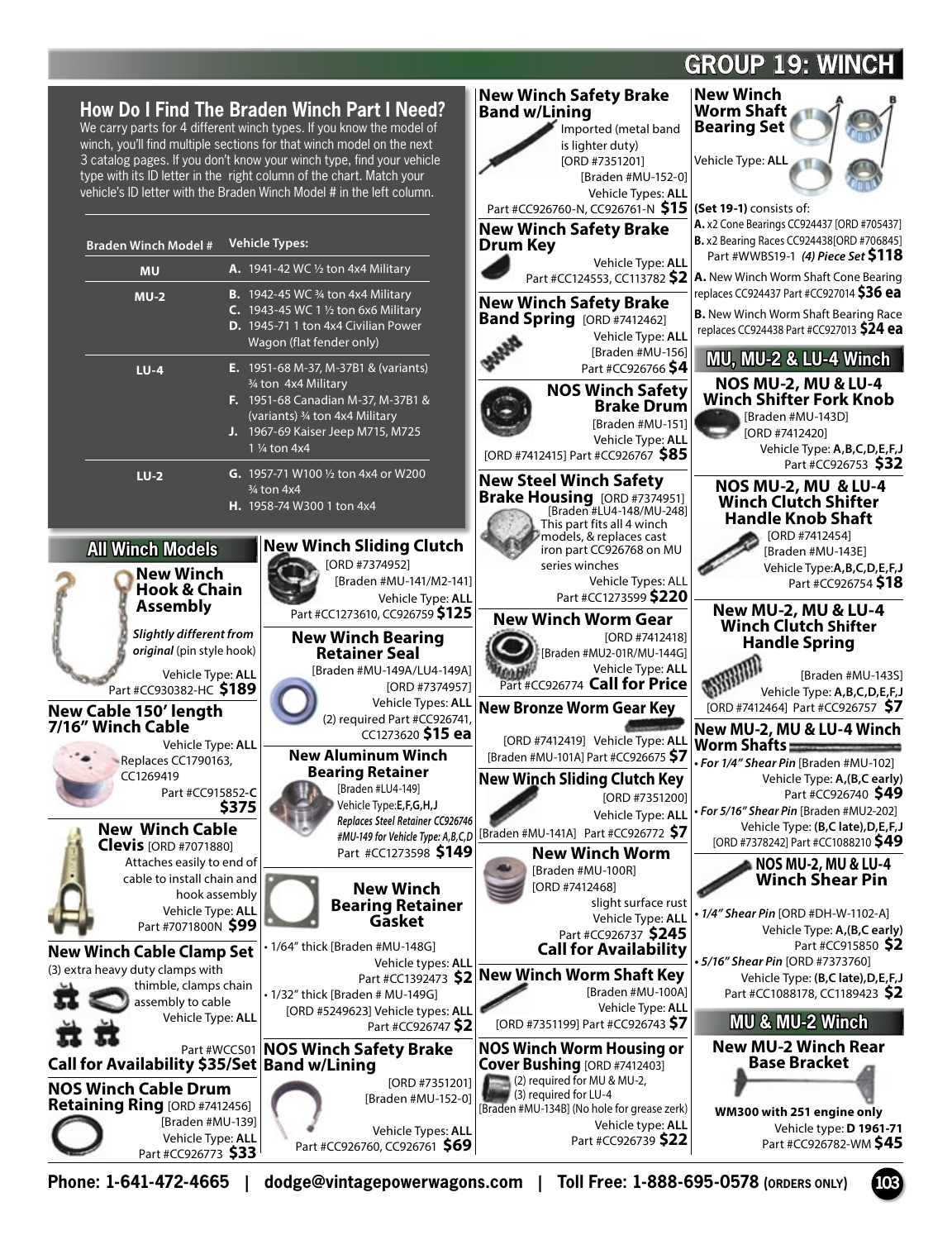# GROUP 19: WINCH

## How Do I Find The Braden Winch Part I Need?

We carry parts for 4 different winch types. If you know the model of winch, you'll find multiple sections for that winch model on the next 3 catalog pages. If you don't know your winch type, find your vehicle type with its ID letter in the right column of the chart. Match your vehicle's ID letter with the Braden Winch Model # in the left column.

| Braden Winch Model # | Vehicle Types: |
|---|---|
| MU | **A.** 1941-42 WC ½ ton 4x4 Military |
| MU-2 | **B.** 1942-45 WC ¾ ton 4x4 Military<br>**C.** 1943-45 WC 1 ½ ton 6x6 Military<br>**D.** 1945-71 1 ton 4x4 Civilian Power Wagon (flat fender only) |
| LU-4 | **E.** 1951-68 M-37, M-37B1 & (variants) ¾ ton 4x4 Military<br>**F.** 1951-68 Canadian M-37, M-37B1 & (variants) ¾ ton 4x4 Military<br>**J.** 1967-69 Kaiser Jeep M715, M725 1 ¼ ton 4x4 |
| LU-2 | **G.** 1957-71 W100 ½ ton 4x4 or W200 ¾ ton 4x4<br>**H.** 1958-74 W300 1 ton 4x4 |

## All Winch Models

### New Winch Hook & Chain Assembly

*Slightly different from original* (pin style hook)

Vehicle Type: **ALL**

Part #CC930382-HC **$189**

### New Cable 150' length 7/16" Winch Cable

Vehicle Type: **ALL**

Replaces CC1790163, CC1269419

Part #CC915852-C **$375**

### New Winch Cable Clevis [ORD #7071880]

Attaches easily to end of cable to install chain and hook assembly

Vehicle Type: **ALL**

Part #7071800N **$99**

### New Winch Cable Clamp Set

(3) extra heavy duty clamps with thimble, clamps chain assembly to cable

Vehicle Type: **ALL**

Part #WCCS01

**Call for Availability $35/Set**

### NOS Winch Cable Drum Retaining Ring [ORD #7412456]

[Braden #MU-139]

Vehicle Type: **ALL**

Part #CC926773 **$33**

### New Winch Sliding Clutch

[ORD #7374952]

[Braden #MU-141/M2-141]

Vehicle Type: **ALL**

Part #CC1273610, CC926759 **$125**

### New Winch Bearing Retainer Seal

[Braden #MU-149A/LU4-149A]

[ORD #7374957]

Vehicle Types: **ALL**

(2) required Part #CC926741, CC1273620 **$15 ea**

### New Aluminum Winch Bearing Retainer

[Braden #LU4-149]

Vehicle Type: **E,F,G,H,J**

*Replaces Steel Retainer CC926746 #MU-149 for Vehicle Type: A,B,C,D*

Part #CC1273598 **$149**

### New Winch Bearing Retainer Gasket

- 1/64" thick [Braden #MU-148G]
  Vehicle types: **ALL**
  Part #CC1392473 **$2**
- 1/32" thick [Braden # MU-149G]
  [ORD #5249623] Vehicle types: **ALL**
  Part #CC926747 **$2**

### NOS Winch Safety Brake Band w/Lining

[ORD #7351201]

[Braden #MU-152-0]

Vehicle Types: **ALL**

Part #CC926760, CC926761 **$69**

### New Winch Safety Brake Band w/Lining

Imported (metal band is lighter duty)

[ORD #7351201]

[Braden #MU-152-0]

Vehicle Types: **ALL**

Part #CC926760-N, CC926761-N **$15**

### New Winch Safety Brake Drum Key

Vehicle Type: **ALL**

Part #CC124553, CC113782 **$2**

### New Winch Safety Brake Band Spring [ORD #7412462]

Vehicle Type: **ALL**

[Braden #MU-156]

Part #CC926766 **$4**

### NOS Winch Safety Brake Drum

[Braden #MU-151]

Vehicle Type: **ALL**

[ORD #7412415] Part #CC926767 **$85**

### New Steel Winch Safety Brake Housing [ORD #7374951]

[Braden #LU4-148/MU-248]

This part fits all 4 winch models, & replaces cast iron part CC926768 on MU series winches

Vehicle Types: ALL

Part #CC1273599 **$220**

### New Winch Worm Gear

[ORD #7412418]

[Braden #MU2-01R/MU-144G]

Vehicle Type: **ALL**

Part #CC926774 **Call for Price**

### New Bronze Worm Gear Key

[ORD #7412419] Vehicle Type: **ALL**

[Braden #MU-101A] Part #CC926675 **$7**

### New Winch Sliding Clutch Key

[ORD #7351200]

Vehicle Type: **ALL**

[Braden #MU-141A] Part #CC926772 **$7**

### New Winch Worm

[Braden #MU-100R]

[ORD #7412468]

slight surface rust

Vehicle Type: **ALL**

Part #CC926737 **$245**

**Call for Availability**

### New Winch Worm Shaft Key

[Braden #MU-100A]

Vehicle Type: **ALL**

[ORD #7351199] Part #CC926743 **$7**

### NOS Winch Worm Housing or Cover Bushing [ORD #7412403]

(2) required for MU & MU-2,
(3) required for LU-4

[Braden #MU-134B] (No hole for grease zerk)

Vehicle type: **ALL**

Part #CC926739 **$22**

### New Winch Worm Shaft Bearing Set

Vehicle Type: **ALL**

**(Set 19-1)** consists of:

**A.** x2 Cone Bearings CC924437 [ORD #705437]

**B.** x2 Bearing Races CC924438[ORD #706845]

Part #WWBS19-1 *(4) Piece Set* **$118**

**A.** New Winch Worm Shaft Cone Bearing replaces CC924437 Part #CC927014 **$36 ea**

**B.** New Winch Worm Shaft Bearing Race replaces CC924438 Part #CC927013 **$24 ea**

## MU, MU-2 & LU-4 Winch

### NOS MU-2, MU & LU-4 Winch Shifter Fork Knob

[Braden #MU-143D]

[ORD #7412420]

Vehicle Type: **A,B,C,D,E,F,J**

Part #CC926753 **$32**

### NOS MU-2, MU & LU-4 Winch Clutch Shifter Handle Knob Shaft

[ORD #7412454]

[Braden #MU-143E]

Vehicle Type:**A,B,C,D,E,F,J**

Part #CC926754 **$18**

### New MU-2, MU & LU-4 Winch Clutch Shifter Handle Spring

[Braden #MU-143S]

Vehicle Type: **A,B,C,D,E,F,J**

[ORD #7412464] Part #CC926757 **$7**

### New MU-2, MU & LU-4 Winch Worm Shafts

- *For 1/4" Shear Pin* [Braden #MU-102]
  Vehicle Type: **A,(B,C early)**
  Part #CC926740 **$49**
- *For 5/16" Shear Pin* [Braden #MU2-202]
  Vehicle Type: **(B,C late),D,E,F,J**
  [ORD #7378242] Part #CC1088210 **$49**

### NOS MU-2, MU & LU-4 Winch Shear Pin

- *1/4" Shear Pin* [ORD #DH-W-1102-A]
  Vehicle Type: **A,(B,C early)**
  Part #CC915850 **$2**
- *5/16" Shear Pin* [ORD #7373760]
  Vehicle Type: **(B,C late),D,E,F,J**
  Part #CC1088178, CC1189423 **$2**

## MU & MU-2 Winch

### New MU-2 Winch Rear Base Bracket

**WM300 with 251 engine only**

Vehicle type: **D 1961-71**

Part #CC926782-WM **$45**

Phone: 1-641-472-4665 | dodge@vintagepowerwagons.com | Toll Free: 1-888-695-0578 (ORDERS ONLY)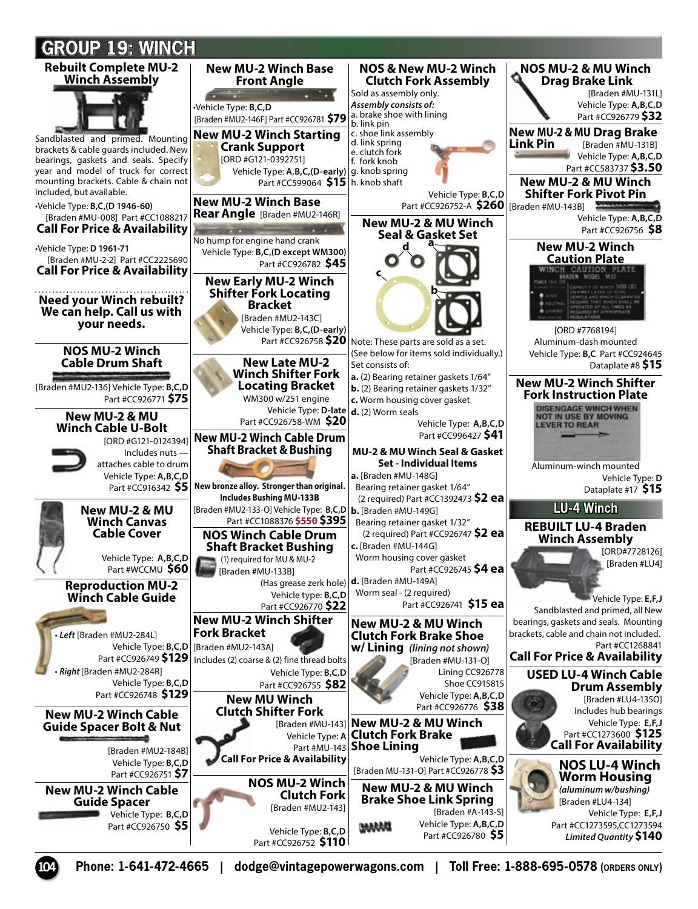# GROUP 19: WINCH

## Rebuilt Complete MU-2 Winch Assembly

Sandblasted and primed. Mounting brackets & cable guards included. New bearings, gaskets and seals. Specify year and model of truck for correct mounting brackets. Cable & chain not included, but available.

•Vehicle Type: **B,C,(D 1946-60)**
[Braden #MU-008] Part #CC1088217
**Call For Price & Availability**

•Vehicle Type: **D 1961-71**
[Braden #MU2-2] Part #CC2225690
**Call For Price & Availability**

**Need your Winch rebuilt? We can help. Call us with your needs.**

## NOS MU-2 Winch Cable Drum Shaft

[Braden #MU2-136] Vehicle Type: **B,C,D**
Part #CC926771 **$75**

## New MU-2 & MU Winch Cable U-Bolt

[ORD #G121-0124394]
Includes nuts — attaches cable to drum
Vehicle Type: **A,B,C,D**
Part #CC916342 **$5**

## New MU-2 & MU Winch Canvas Cable Cover

Vehicle Type: **A,B,C,D**
Part #WCCMU **$60**

## Reproduction MU-2 Winch Cable Guide

• *Left* [Braden #MU2-284L]
Vehicle Type: **B,C,D**
Part #CC926749 **$129**

• *Right* [Braden #MU2-284R]
Vehicle Type: **B,C,D**
Part #CC926748 **$129**

## New MU-2 Winch Cable Guide Spacer Bolt & Nut

[Braden #MU2-184B]
Vehicle Type: **B,C,D**
Part #CC926751 **$7**

## New MU-2 Winch Cable Guide Spacer

Vehicle Type: **B,C,D**
Part #CC926750 **$5**

## New MU-2 Winch Base Front Angle

•Vehicle Type: **B,C,D**
[Braden #MU2-146F] Part #CC926781 **$79**

## New MU-2 Winch Starting Crank Support

[ORD #G121-0392751]
Vehicle Type: **A,B,C,(D-early)**
Part #CC599064 **$15**

## New MU-2 Winch Base Rear Angle

[Braden #MU2-146R]
No hump for engine hand crank
Vehicle Type: **B,C,(D except WM300)**
Part #CC926782 **$45**

## New Early MU-2 Winch Shifter Fork Locating Bracket

[Braden #MU2-143C]
Vehicle Type: **B,C,(D-early)**
Part #CC926758 **$20**

## New Late MU-2 Winch Shifter Fork Locating Bracket

WM300 w/251 engine
Vehicle Type: **D-late**
Part #CC926758-WM **$20**

## New MU-2 Winch Cable Drum Shaft Bracket & Bushing

**New bronze alloy. Stronger than original. Includes Bushing MU-133B**
[Braden #MU2-133-O] Vehicle Type: **B,C,D**
Part #CC1088376 ~~$550~~ **$395**

## NOS Winch Cable Drum Shaft Bracket Bushing

(1) required for MU & MU-2
[Braden #MU-133B]
(Has grease zerk hole)
Vehicle type: **B,C,D**
Part #CC926770 **$22**

## New MU-2 Winch Shifter Fork Bracket

[Braden #MU2-143A]
Includes (2) coarse & (2) fine thread bolts
Vehicle Type: **B,C,D**
Part #CC926755 **$82**

## New MU Winch Clutch Shifter Fork

[Braden #MU-143]
Vehicle Type: **A**
Part #MU-143
**Call For Price & Availability**

## NOS MU-2 Winch Clutch Fork

[Braden #MU2-143]
Vehicle Type: **B,C,D**
Part #CC926752 **$110**

## NOS & New MU-2 Winch Clutch Fork Assembly

Sold as assembly only.
***Assembly consists of:***
a. brake shoe with lining
b. link pin
c. shoe link assembly
d. link spring
e. clutch fork
f. fork knob
g. knob spring
h. knob shaft

Vehicle Type: **B,C,D**
Part #CC926752-A **$260**

## New MU-2 & MU Winch Seal & Gasket Set

Note: These parts are sold as a set. (See below for items sold individually.)
Set consists of:
**a.** (2) Bearing retainer gaskets 1/64"
**b.** (2) Bearing retainer gaskets 1/32"
**c.** Worm housing cover gasket
**d.** (2) Worm seals

Vehicle Type: **A,B,C,D**
Part #CC996427 **$41**

## MU-2 & MU Winch Seal & Gasket Set - Individual Items

**a.** [Braden #MU-148G]
Bearing retainer gasket 1/64"
(2 required) Part #CC1392473 **$2 ea**

**b.** [Braden #MU-149G]
Bearing retainer gasket 1/32"
(2 required) Part #CC926747 **$2 ea**

**c.** [Braden #MU-144G]
Worm housing cover gasket
Part #CC926745 **$4 ea**

**d.** [Braden #MU-149A]
Worm seal - (2 required)
Part #CC926741 **$15 ea**

## New MU-2 & MU Winch Clutch Fork Brake Shoe w/ Lining *(lining not shown)*

[Braden #MU-131-O]
Lining CC926778
Shoe CC915815
Vehicle Type: **A,B,C,D**
Part #CC926776 **$38**

## New MU-2 & MU Winch Clutch Fork Brake Shoe Lining

Vehicle Type: **A,B,C,D**
[Braden MU-131-O] Part #CC926778 **$3**

## New MU-2 & MU Winch Brake Shoe Link Spring

[Braden #A-143-S]
Vehicle Type: **A,B,C,D**
Part #CC926780 **$5**

## NOS MU-2 & MU Winch Drag Brake Link

[Braden #MU-131L]
Vehicle Type: **A,B,C,D**
Part #CC926779 **$32**

## New MU-2 & MU Drag Brake Link Pin

[Braden #MU-131B]
Vehicle Type: **A,B,C,D**
Part #CC583737 **$3.50**

## New MU-2 & MU Winch Shifter Fork Pivot Pin

[Braden #MU-143B]
Vehicle Type: **A,B,C,D**
Part #CC926756 **$8**

## New MU-2 Winch Caution Plate

[ORD #7768194]
Aluminum-dash mounted
Vehicle Type: **B,C** Part #CC924645
Dataplate #8 **$15**

## New MU-2 Winch Shifter Fork Instruction Plate

Aluminum-winch mounted
Vehicle Type: **D**
Dataplate #17 **$15**

# LU-4 Winch

## REBUILT LU-4 Braden Winch Assembly

[ORD#7728126]
[Braden #LU4]
Vehicle Type: **E,F,J**
Sandblasted and primed, all New bearings, gaskets and seals. Mounting brackets, cable and chain not included.
Part #CC1268841
**Call For Price & Availability**

## USED LU-4 Winch Cable Drum Assembly

[Braden #LU4-135O]
Includes hub bearings
Vehicle Type: **E,F,J**
Part #CC1273600 **$125**
**Call For Availability**

## NOS LU-4 Winch Worm Housing

***(aluminum w/bushing)***
[Braden #LU4-134]
Vehicle Type: **E,F,J**
Part #CC1273595,CC1273594
***Limited Quantity*** **$140**

**Phone: 1-641-472-4665 | dodge@vintagepowerwagons.com | Toll Free: 1-888-695-0578 (ORDERS ONLY)**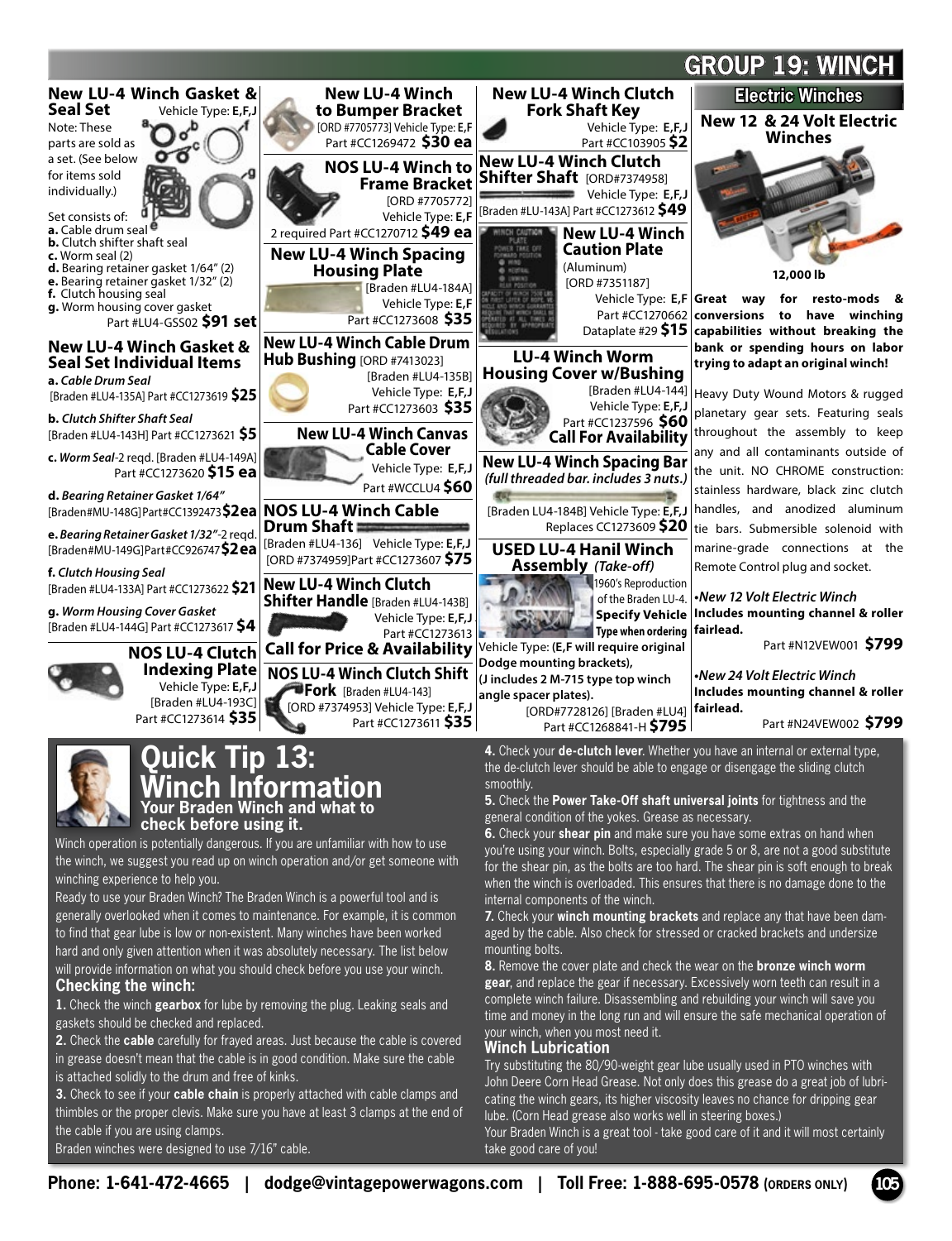# GROUP 19: WINCH

## New LU-4 Winch Gasket & Seal Set

Vehicle Type: **E,F,J**

Note: These parts are sold as a set. (See below for items sold individually.)

Set consists of:
- **a.** Cable drum seal
- **b.** Clutch shifter shaft seal
- **c.** Worm seal (2)
- **d.** Bearing retainer gasket 1/64" (2)
- **e.** Bearing retainer gasket 1/32" (2)
- **f.** Clutch housing seal
- **g.** Worm housing cover gasket

Part #LU4-GSS02 **$91 set**

## New LU-4 Winch Gasket & Seal Set Individual Items

**a.** ***Cable Drum Seal***
[Braden #LU4-135A] Part #CC1273619 **$25**

**b.** ***Clutch Shifter Shaft Seal***
[Braden #LU4-143H] Part #CC1273621 **$5**

**c.** ***Worm Seal***-2 reqd. [Braden #LU4-149A] Part #CC1273620 **$15 ea**

**d.** ***Bearing Retainer Gasket 1/64"***
[Braden#MU-148G]Part#CC1392473 **$2ea**

**e.** ***Bearing Retainer Gasket 1/32"***-2 reqd.
[Braden#MU-149G]Part#CC926747 **$2ea**

**f.** ***Clutch Housing Seal***
[Braden #LU4-133A] Part #CC1273622 **$21**

**g.** ***Worm Housing Cover Gasket***
[Braden #LU4-144G] Part #CC1273617 **$4**

## NOS LU-4 Clutch Indexing Plate

Vehicle Type: **E,F,J**
[Braden #LU4-193C]
Part #CC1273614 **$35**

## New LU-4 Winch to Bumper Bracket

[ORD #7705773] Vehicle Type: **E,F**
Part #CC1269472 **$30 ea**

## NOS LU-4 Winch to Frame Bracket

[ORD #7705772]
Vehicle Type: **E,F**
2 required Part #CC1270712 **$49 ea**

## New LU-4 Winch Spacing Housing Plate

[Braden #LU4-184A]
Vehicle Type: **E,F**
Part #CC1273608 **$35**

## New LU-4 Winch Cable Drum Hub Bushing

[ORD #7413023]
[Braden #LU4-135B]
Vehicle Type: **E,F,J**
Part #CC1273603 **$35**

## New LU-4 Winch Canvas Cable Cover

Vehicle Type: **E,F,J**
Part #WCCLU4 **$60**

## NOS LU-4 Winch Cable Drum Shaft

[Braden #LU4-136] Vehicle Type: **E,F,J**
[ORD #7374959]Part #CC1273607 **$75**

## New LU-4 Winch Clutch Shifter Handle

[Braden #LU4-143B]
Vehicle Type: **E,F,J**
Part #CC1273613

**Call for Price & Availability**

## NOS LU-4 Winch Clutch Shift Fork

[Braden #LU4-143]
[ORD #7374953] Vehicle Type: **E,F,J**
Part #CC1273611 **$35**

## New LU-4 Winch Clutch Fork Shaft Key

Vehicle Type: **E,F,J**
Part #CC103905 **$2**

## New LU-4 Winch Clutch Shifter Shaft

[ORD#7374958]
Vehicle Type: **E,F,J**
[Braden #LU-143A] Part #CC1273612 **$49**

## New LU-4 Winch Caution Plate

(Aluminum)
[ORD #7351187]
Vehicle Type: **E,F**
Part #CC1270662
Dataplate #29 **$15**

## LU-4 Winch Worm Housing Cover w/Bushing

[Braden #LU4-144]
Vehicle Type: **E,F,J**
Part #CC1237596 **$60**

**Call For Availability**

## New LU-4 Winch Spacing Bar

*(full threaded bar. includes 3 nuts.)*

[Braden LU4-184B] Vehicle Type: **E,F,J**
Replaces CC1273609 **$20**

## USED LU-4 Hanil Winch Assembly *(Take-off)*

1960's Reproduction of the Braden LU-4.
**Specify Vehicle Type when ordering**
Vehicle Type: **(E,F will require original Dodge mounting brackets), (J includes 2 M-715 type top winch angle spacer plates).**
[ORD#7728126] [Braden #LU4]
Part #CC1268841-H **$795**

## Electric Winches

### New 12 & 24 Volt Electric Winches

12,000 lb

**Great way for resto-mods & conversions to have winching capabilities without breaking the bank or spending hours on labor trying to adapt an original winch!**

Heavy Duty Wound Motors & rugged planetary gear sets. Featuring seals throughout the assembly to keep any and all contaminants outside of the unit. NO CHROME construction: stainless hardware, black zinc clutch handles, and anodized aluminum tie bars. Submersible solenoid with marine-grade connections at the Remote Control plug and socket.

***•New 12 Volt Electric Winch* Includes mounting channel & roller fairlead.**

Part #N12VEW001 **$799**

***•New 24 Volt Electric Winch* Includes mounting channel & roller fairlead.**

Part #N24VEW002 **$799**

## Quick Tip 13: Winch Information

### Your Braden Winch and what to check before using it.

Winch operation is potentially dangerous. If you are unfamiliar with how to use the winch, we suggest you read up on winch operation and/or get someone with winching experience to help you.

Ready to use your Braden Winch? The Braden Winch is a powerful tool and is generally overlooked when it comes to maintenance. For example, it is common to find that gear lube is low or non-existent. Many winches have been worked hard and only given attention when it was absolutely necessary. The list below will provide information on what you should check before you use your winch.

### Checking the winch:

**1.** Check the winch **gearbox** for lube by removing the plug. Leaking seals and gaskets should be checked and replaced.

**2.** Check the **cable** carefully for frayed areas. Just because the cable is covered in grease doesn't mean that the cable is in good condition. Make sure the cable is attached solidly to the drum and free of kinks.

**3.** Check to see if your **cable chain** is properly attached with cable clamps and thimbles or the proper clevis. Make sure you have at least 3 clamps at the end of the cable if you are using clamps.

Braden winches were designed to use 7/16" cable.

**4.** Check your **de-clutch lever**. Whether you have an internal or external type, the de-clutch lever should be able to engage or disengage the sliding clutch smoothly.

**5.** Check the **Power Take-Off shaft universal joints** for tightness and the general condition of the yokes. Grease as necessary.

**6.** Check your **shear pin** and make sure you have some extras on hand when you're using your winch. Bolts, especially grade 5 or 8, are not a good substitute for the shear pin, as the bolts are too hard. The shear pin is soft enough to break when the winch is overloaded. This ensures that there is no damage done to the internal components of the winch.

**7.** Check your **winch mounting brackets** and replace any that have been damaged by the cable. Also check for stressed or cracked brackets and undersize mounting bolts.

**8.** Remove the cover plate and check the wear on the **bronze winch worm gear**, and replace the gear if necessary. Excessively worn teeth can result in a complete winch failure. Disassembling and rebuilding your winch will save you time and money in the long run and will ensure the safe mechanical operation of your winch, when you most need it.

### Winch Lubrication

Try substituting the 80/90-weight gear lube usually used in PTO winches with John Deere Corn Head Grease. Not only does this grease do a great job of lubricating the winch gears, its higher viscosity leaves no chance for dripping gear lube. (Corn Head grease also works well in steering boxes.)

Your Braden Winch is a great tool - take good care of it and it will most certainly take good care of you!